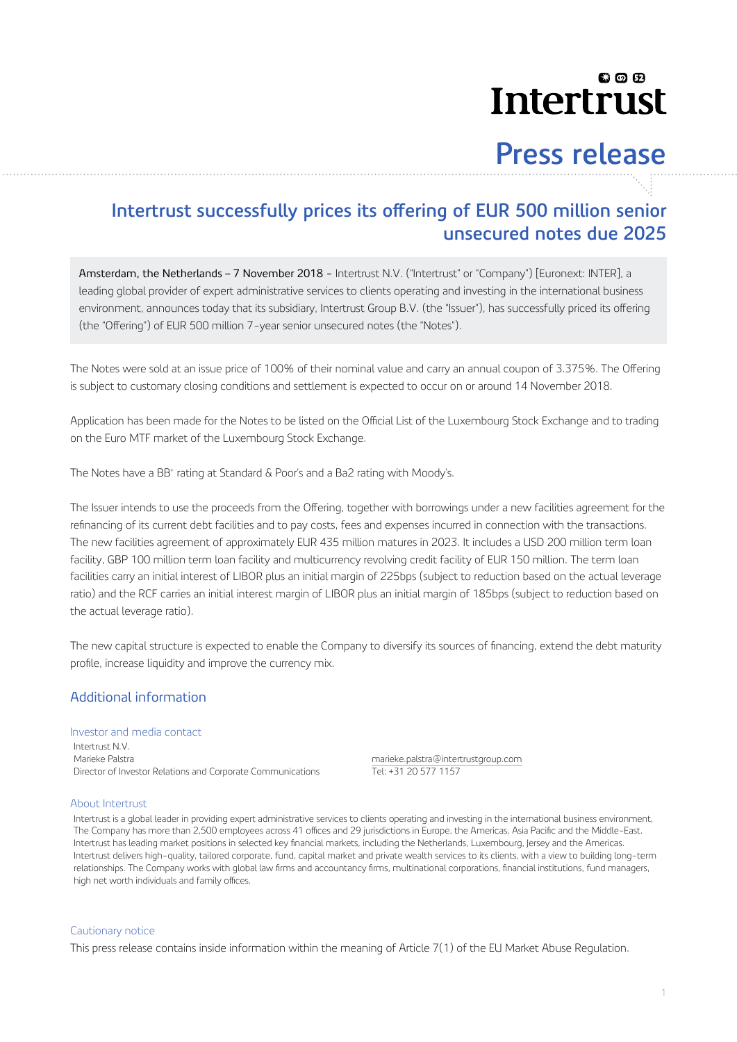# Intertrust

## Press release

## Intertrust successfully prices its offering of EUR 500 million senior unsecured notes due 2025

**Amsterdam, the Netherlands – 7 November 2018 -** Intertrust N.V. ("Intertrust" or "Company") [Euronext: INTER], a leading global provider of expert administrative services to clients operating and investing in the international business environment, announces today that its subsidiary, Intertrust Group B.V. (the "Issuer"), has successfully priced its offering (the "Offering") of EUR 500 million 7-year senior unsecured notes (the "Notes").

The Notes were sold at an issue price of 100% of their nominal value and carry an annual coupon of 3.375%. The Offering is subject to customary closing conditions and settlement is expected to occur on or around 14 November 2018.

Application has been made for the Notes to be listed on the Official List of the Luxembourg Stock Exchange and to trading on the Euro MTF market of the Luxembourg Stock Exchange.

The Notes have a BB+ rating at Standard & Poor's and a Ba2 rating with Moody's.

The Issuer intends to use the proceeds from the Offering, together with borrowings under a new facilities agreement for the refinancing of its current debt facilities and to pay costs, fees and expenses incurred in connection with the transactions. The new facilities agreement of approximately EUR 435 million matures in 2023. It includes a USD 200 million term loan facility, GBP 100 million term loan facility and multicurrency revolving credit facility of EUR 150 million. The term loan facilities carry an initial interest of LIBOR plus an initial margin of 225bps (subject to reduction based on the actual leverage ratio) and the RCF carries an initial interest margin of LIBOR plus an initial margin of 185bps (subject to reduction based on the actual leverage ratio).

The new capital structure is expected to enable the Company to diversify its sources of financing, extend the debt maturity profile, increase liquidity and improve the currency mix.

## Additional information

### Investor and media contact

Intertrust N.V.
Marieke Palstra
Director of Investor Relations and Corporate Communications

marieke.palstra@intertrustgroup.com
Tel: +31 20 577 1157

### About Intertrust

Intertrust is a global leader in providing expert administrative services to clients operating and investing in the international business environment. The Company has more than 2,500 employees across 41 offices and 29 jurisdictions in Europe, the Americas, Asia Pacific and the Middle-East. Intertrust has leading market positions in selected key financial markets, including the Netherlands, Luxembourg, Jersey and the Americas. Intertrust delivers high-quality, tailored corporate, fund, capital market and private wealth services to its clients, with a view to building long-term relationships. The Company works with global law firms and accountancy firms, multinational corporations, financial institutions, fund managers, high net worth individuals and family offices.

### Cautionary notice

This press release contains inside information within the meaning of Article 7(1) of the EU Market Abuse Regulation.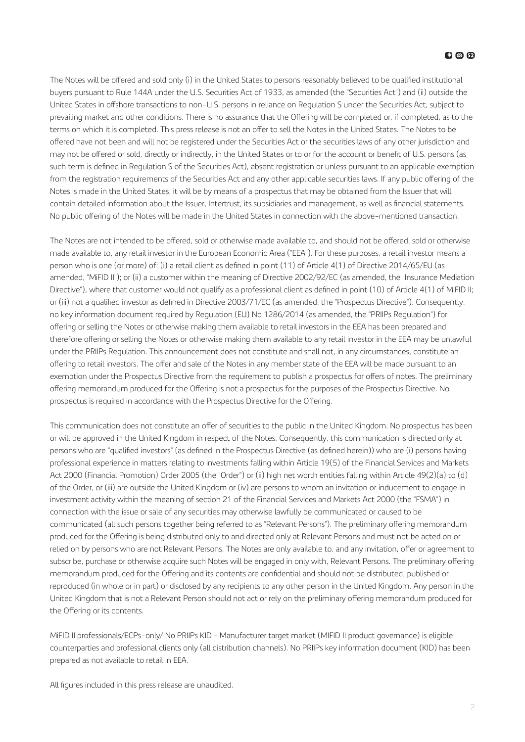The Notes will be offered and sold only (i) in the United States to persons reasonably believed to be qualified institutional buyers pursuant to Rule 144A under the U.S. Securities Act of 1933, as amended (the "Securities Act") and (ii) outside the United States in offshore transactions to non-U.S. persons in reliance on Regulation S under the Securities Act, subject to prevailing market and other conditions. There is no assurance that the Offering will be completed or, if completed, as to the terms on which it is completed. This press release is not an offer to sell the Notes in the United States. The Notes to be offered have not been and will not be registered under the Securities Act or the securities laws of any other jurisdiction and may not be offered or sold, directly or indirectly, in the United States or to or for the account or benefit of U.S. persons (as such term is defined in Regulation S of the Securities Act), absent registration or unless pursuant to an applicable exemption from the registration requirements of the Securities Act and any other applicable securities laws. If any public offering of the Notes is made in the United States, it will be by means of a prospectus that may be obtained from the Issuer that will contain detailed information about the Issuer, Intertrust, its subsidiaries and management, as well as financial statements. No public offering of the Notes will be made in the United States in connection with the above-mentioned transaction.

The Notes are not intended to be offered, sold or otherwise made available to, and should not be offered, sold or otherwise made available to, any retail investor in the European Economic Area ("EEA"). For these purposes, a retail investor means a person who is one (or more) of: (i) a retail client as defined in point (11) of Article 4(1) of Directive 2014/65/EU (as amended, "MiFID II"); or (ii) a customer within the meaning of Directive 2002/92/EC (as amended, the "Insurance Mediation Directive"), where that customer would not qualify as a professional client as defined in point (10) of Article 4(1) of MiFID II; or (iii) not a qualified investor as defined in Directive 2003/71/EC (as amended, the "Prospectus Directive"). Consequently, no key information document required by Regulation (EU) No 1286/2014 (as amended, the "PRIIPs Regulation") for offering or selling the Notes or otherwise making them available to retail investors in the EEA has been prepared and therefore offering or selling the Notes or otherwise making them available to any retail investor in the EEA may be unlawful under the PRIIPs Regulation. This announcement does not constitute and shall not, in any circumstances, constitute an offering to retail investors. The offer and sale of the Notes in any member state of the EEA will be made pursuant to an exemption under the Prospectus Directive from the requirement to publish a prospectus for offers of notes. The preliminary offering memorandum produced for the Offering is not a prospectus for the purposes of the Prospectus Directive. No prospectus is required in accordance with the Prospectus Directive for the Offering.

This communication does not constitute an offer of securities to the public in the United Kingdom. No prospectus has been or will be approved in the United Kingdom in respect of the Notes. Consequently, this communication is directed only at persons who are "qualified investors" (as defined in the Prospectus Directive (as defined herein)) who are (i) persons having professional experience in matters relating to investments falling within Article 19(5) of the Financial Services and Markets Act 2000 (Financial Promotion) Order 2005 (the "Order") or (ii) high net worth entities falling within Article 49(2)(a) to (d) of the Order, or (iii) are outside the United Kingdom or (iv) are persons to whom an invitation or inducement to engage in investment activity within the meaning of section 21 of the Financial Services and Markets Act 2000 (the "FSMA") in connection with the issue or sale of any securities may otherwise lawfully be communicated or caused to be communicated (all such persons together being referred to as "Relevant Persons"). The preliminary offering memorandum produced for the Offering is being distributed only to and directed only at Relevant Persons and must not be acted on or relied on by persons who are not Relevant Persons. The Notes are only available to, and any invitation, offer or agreement to subscribe, purchase or otherwise acquire such Notes will be engaged in only with, Relevant Persons. The preliminary offering memorandum produced for the Offering and its contents are confidential and should not be distributed, published or reproduced (in whole or in part) or disclosed by any recipients to any other person in the United Kingdom. Any person in the United Kingdom that is not a Relevant Person should not act or rely on the preliminary offering memorandum produced for the Offering or its contents.

MiFID II professionals/ECPs-only/ No PRIIPs KID – Manufacturer target market (MIFID II product governance) is eligible counterparties and professional clients only (all distribution channels). No PRIIPs key information document (KID) has been prepared as not available to retail in EEA.

All figures included in this press release are unaudited.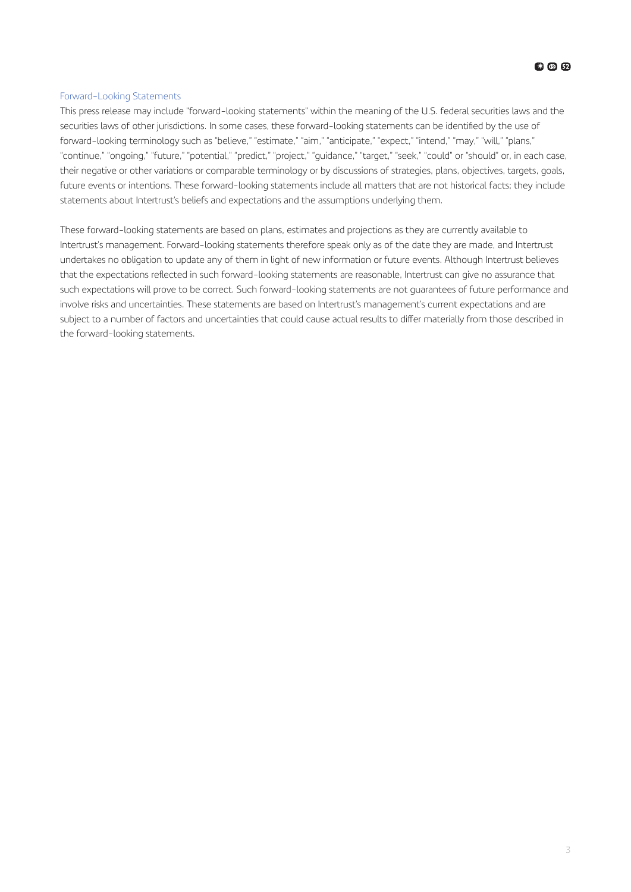## Forward-Looking Statements

This press release may include "forward-looking statements" within the meaning of the U.S. federal securities laws and the securities laws of other jurisdictions. In some cases, these forward-looking statements can be identified by the use of forward-looking terminology such as "believe," "estimate," "aim," "anticipate," "expect," "intend," "may," "will," "plans," "continue," "ongoing," "future," "potential," "predict," "project," "guidance," "target," "seek," "could" or "should" or, in each case, their negative or other variations or comparable terminology or by discussions of strategies, plans, objectives, targets, goals, future events or intentions. These forward-looking statements include all matters that are not historical facts; they include statements about Intertrust's beliefs and expectations and the assumptions underlying them.

These forward-looking statements are based on plans, estimates and projections as they are currently available to Intertrust's management. Forward-looking statements therefore speak only as of the date they are made, and Intertrust undertakes no obligation to update any of them in light of new information or future events. Although Intertrust believes that the expectations reflected in such forward-looking statements are reasonable, Intertrust can give no assurance that such expectations will prove to be correct. Such forward-looking statements are not guarantees of future performance and involve risks and uncertainties. These statements are based on Intertrust's management's current expectations and are subject to a number of factors and uncertainties that could cause actual results to differ materially from those described in the forward-looking statements.